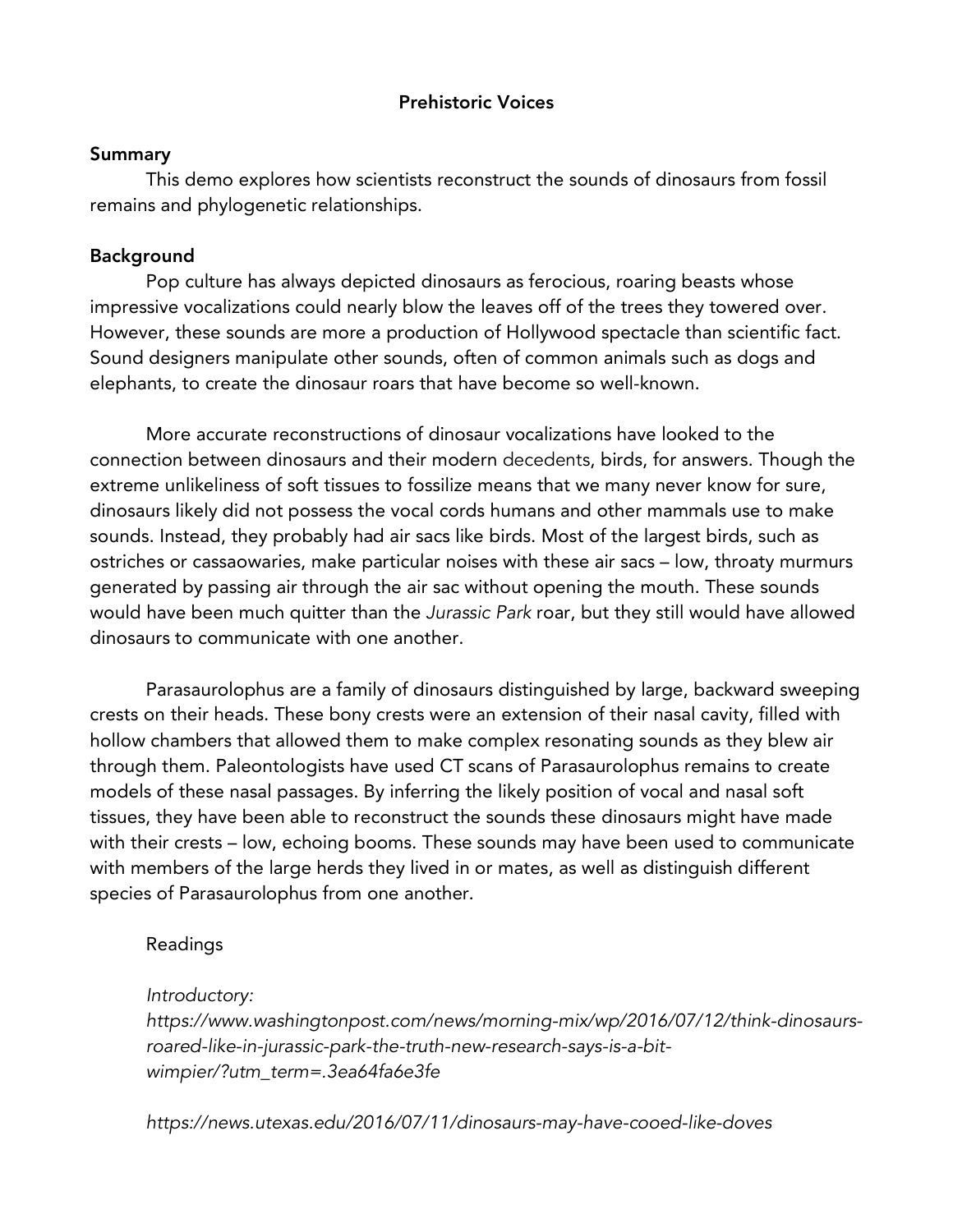**Prehistoric Voices**

**Summary**

This demo explores how scientists reconstruct the sounds of dinosaurs from fossil remains and phylogenetic relationships.

**Background**

Pop culture has always depicted dinosaurs as ferocious, roaring beasts whose impressive vocalizations could nearly blow the leaves off of the trees they towered over. However, these sounds are more a production of Hollywood spectacle than scientific fact. Sound designers manipulate other sounds, often of common animals such as dogs and elephants, to create the dinosaur roars that have become so well-known.

More accurate reconstructions of dinosaur vocalizations have looked to the connection between dinosaurs and their modern decedents, birds, for answers. Though the extreme unlikeliness of soft tissues to fossilize means that we many never know for sure, dinosaurs likely did not possess the vocal cords humans and other mammals use to make sounds. Instead, they probably had air sacs like birds. Most of the largest birds, such as ostriches or cassaowaries, make particular noises with these air sacs – low, throaty murmurs generated by passing air through the air sac without opening the mouth. These sounds would have been much quitter than the *Jurassic Park* roar, but they still would have allowed dinosaurs to communicate with one another.

Parasaurolophus are a family of dinosaurs distinguished by large, backward sweeping crests on their heads. These bony crests were an extension of their nasal cavity, filled with hollow chambers that allowed them to make complex resonating sounds as they blew air through them. Paleontologists have used CT scans of Parasaurolophus remains to create models of these nasal passages. By inferring the likely position of vocal and nasal soft tissues, they have been able to reconstruct the sounds these dinosaurs might have made with their crests – low, echoing booms. These sounds may have been used to communicate with members of the large herds they lived in or mates, as well as distinguish different species of Parasaurolophus from one another.

Readings

*Introductory:*
*https://www.washingtonpost.com/news/morning-mix/wp/2016/07/12/think-dinosaurs-roared-like-in-jurassic-park-the-truth-new-research-says-is-a-bit-wimpier/?utm_term=.3ea64fa6e3fe*

*https://news.utexas.edu/2016/07/11/dinosaurs-may-have-cooed-like-doves*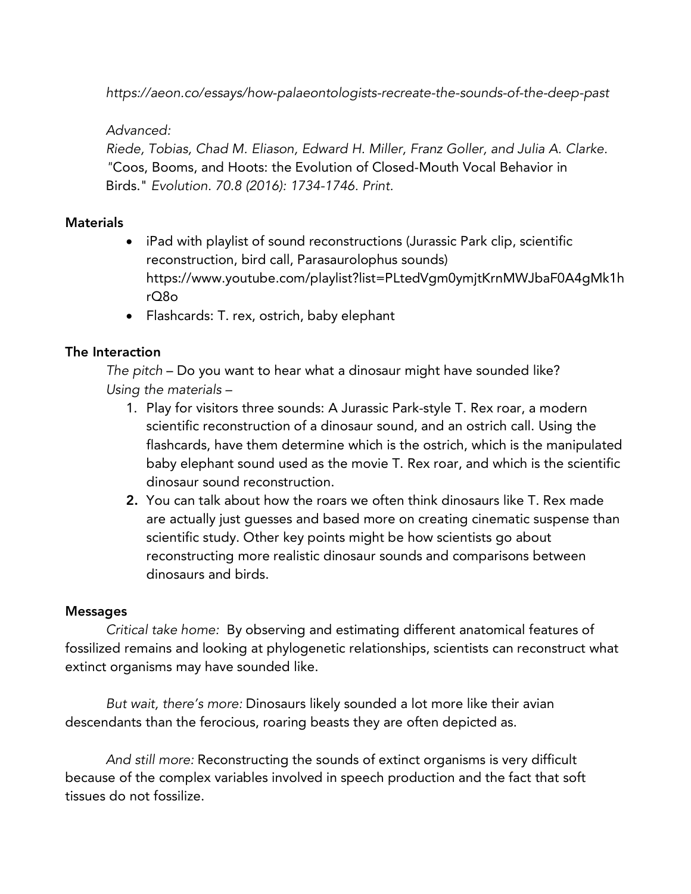*https://aeon.co/essays/how-palaeontologists-recreate-the-sounds-of-the-deep-past*

*Advanced:*
*Riede, Tobias, Chad M. Eliason, Edward H. Miller, Franz Goller, and Julia A. Clarke.* "Coos, Booms, and Hoots: the Evolution of Closed-Mouth Vocal Behavior in Birds." *Evolution. 70.8 (2016): 1734-1746. Print.*

**Materials**

- iPad with playlist of sound reconstructions (Jurassic Park clip, scientific reconstruction, bird call, Parasaurolophus sounds) https://www.youtube.com/playlist?list=PLtedVgm0ymjtKrnMWJbaF0A4gMk1hrQ8o
- Flashcards: T. rex, ostrich, baby elephant

**The Interaction**

*The pitch* – Do you want to hear what a dinosaur might have sounded like?
*Using the materials* –

1. Play for visitors three sounds: A Jurassic Park-style T. Rex roar, a modern scientific reconstruction of a dinosaur sound, and an ostrich call. Using the flashcards, have them determine which is the ostrich, which is the manipulated baby elephant sound used as the movie T. Rex roar, and which is the scientific dinosaur sound reconstruction.
2. You can talk about how the roars we often think dinosaurs like T. Rex made are actually just guesses and based more on creating cinematic suspense than scientific study. Other key points might be how scientists go about reconstructing more realistic dinosaur sounds and comparisons between dinosaurs and birds.

**Messages**

*Critical take home:* By observing and estimating different anatomical features of fossilized remains and looking at phylogenetic relationships, scientists can reconstruct what extinct organisms may have sounded like.

*But wait, there's more:* Dinosaurs likely sounded a lot more like their avian descendants than the ferocious, roaring beasts they are often depicted as.

*And still more:* Reconstructing the sounds of extinct organisms is very difficult because of the complex variables involved in speech production and the fact that soft tissues do not fossilize.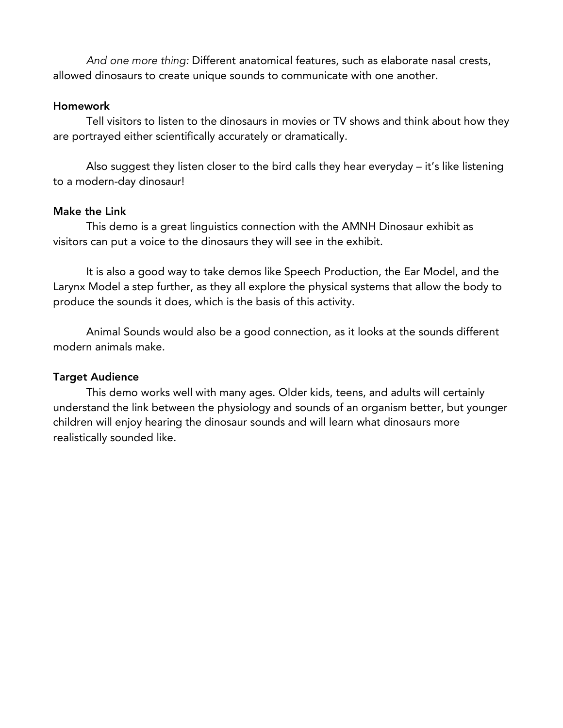*And one more thing:* Different anatomical features, such as elaborate nasal crests, allowed dinosaurs to create unique sounds to communicate with one another.

**Homework**

Tell visitors to listen to the dinosaurs in movies or TV shows and think about how they are portrayed either scientifically accurately or dramatically.

Also suggest they listen closer to the bird calls they hear everyday – it's like listening to a modern-day dinosaur!

**Make the Link**

This demo is a great linguistics connection with the AMNH Dinosaur exhibit as visitors can put a voice to the dinosaurs they will see in the exhibit.

It is also a good way to take demos like Speech Production, the Ear Model, and the Larynx Model a step further, as they all explore the physical systems that allow the body to produce the sounds it does, which is the basis of this activity.

Animal Sounds would also be a good connection, as it looks at the sounds different modern animals make.

**Target Audience**

This demo works well with many ages. Older kids, teens, and adults will certainly understand the link between the physiology and sounds of an organism better, but younger children will enjoy hearing the dinosaur sounds and will learn what dinosaurs more realistically sounded like.